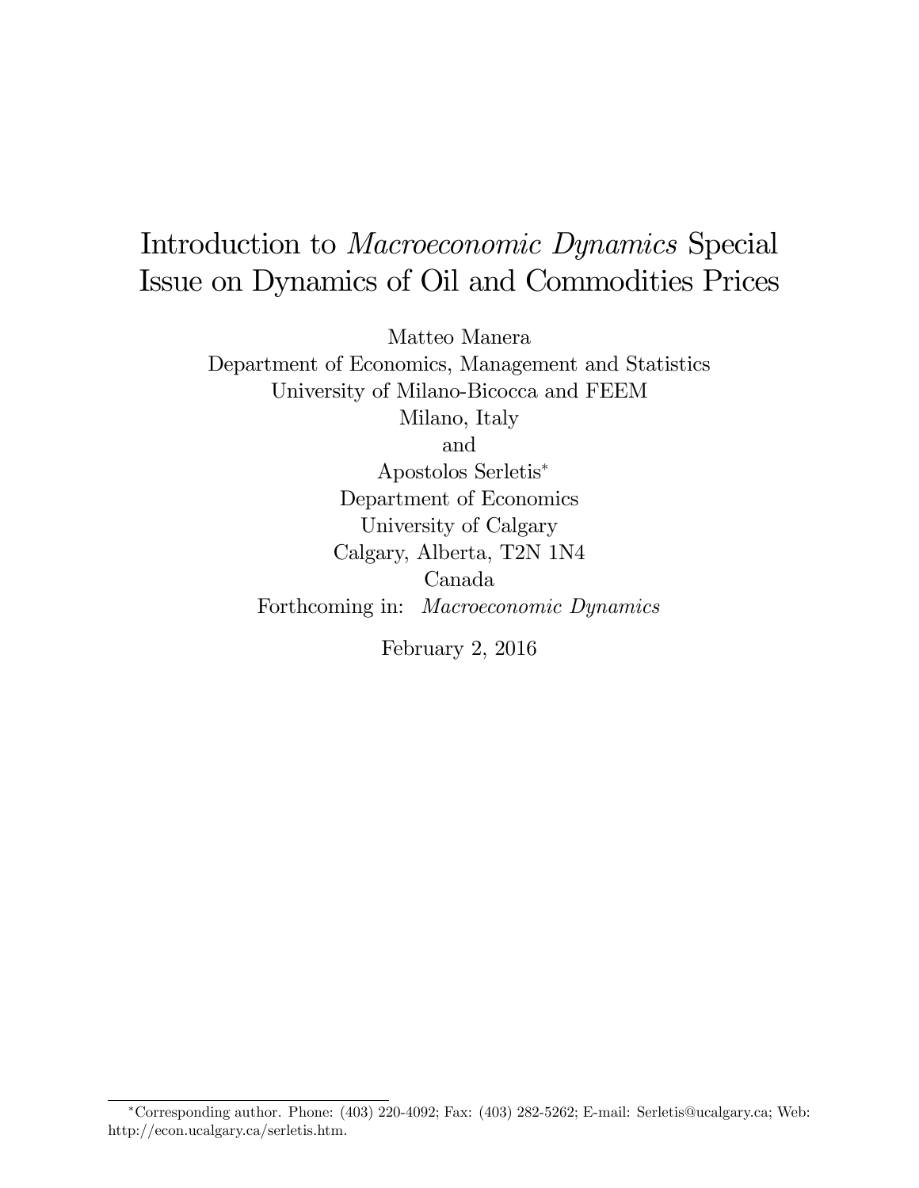# Introduction to *Macroeconomic Dynamics* Special Issue on Dynamics of Oil and Commodities Prices

Matteo Manera
Department of Economics, Management and Statistics
University of Milano-Bicocca and FEEM
Milano, Italy
and
Apostolos Serletis*
Department of Economics
University of Calgary
Calgary, Alberta, T2N 1N4
Canada
Forthcoming in: *Macroeconomic Dynamics*

February 2, 2016

*Corresponding author. Phone: (403) 220-4092; Fax: (403) 282-5262; E-mail: Serletis@ucalgary.ca; Web: http://econ.ucalgary.ca/serletis.htm.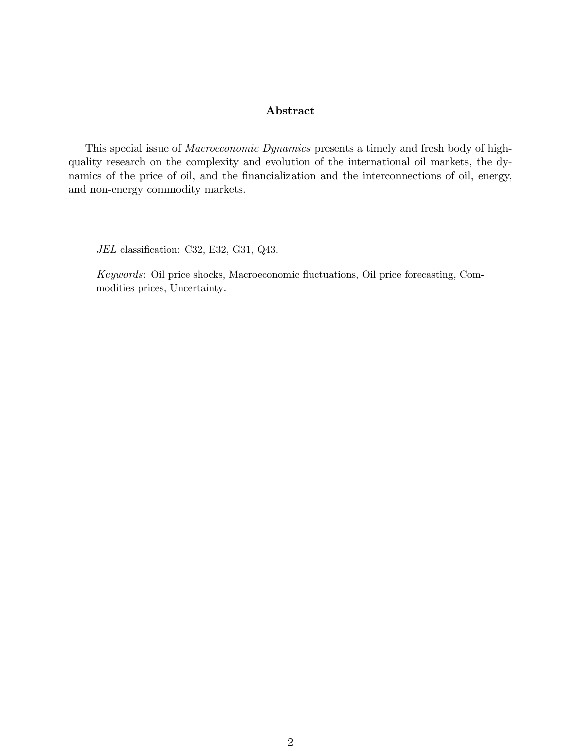## Abstract

This special issue of *Macroeconomic Dynamics* presents a timely and fresh body of high-quality research on the complexity and evolution of the international oil markets, the dynamics of the price of oil, and the financialization and the interconnections of oil, energy, and non-energy commodity markets.

*JEL* classification: C32, E32, G31, Q43.

*Keywords*: Oil price shocks, Macroeconomic fluctuations, Oil price forecasting, Commodities prices, Uncertainty.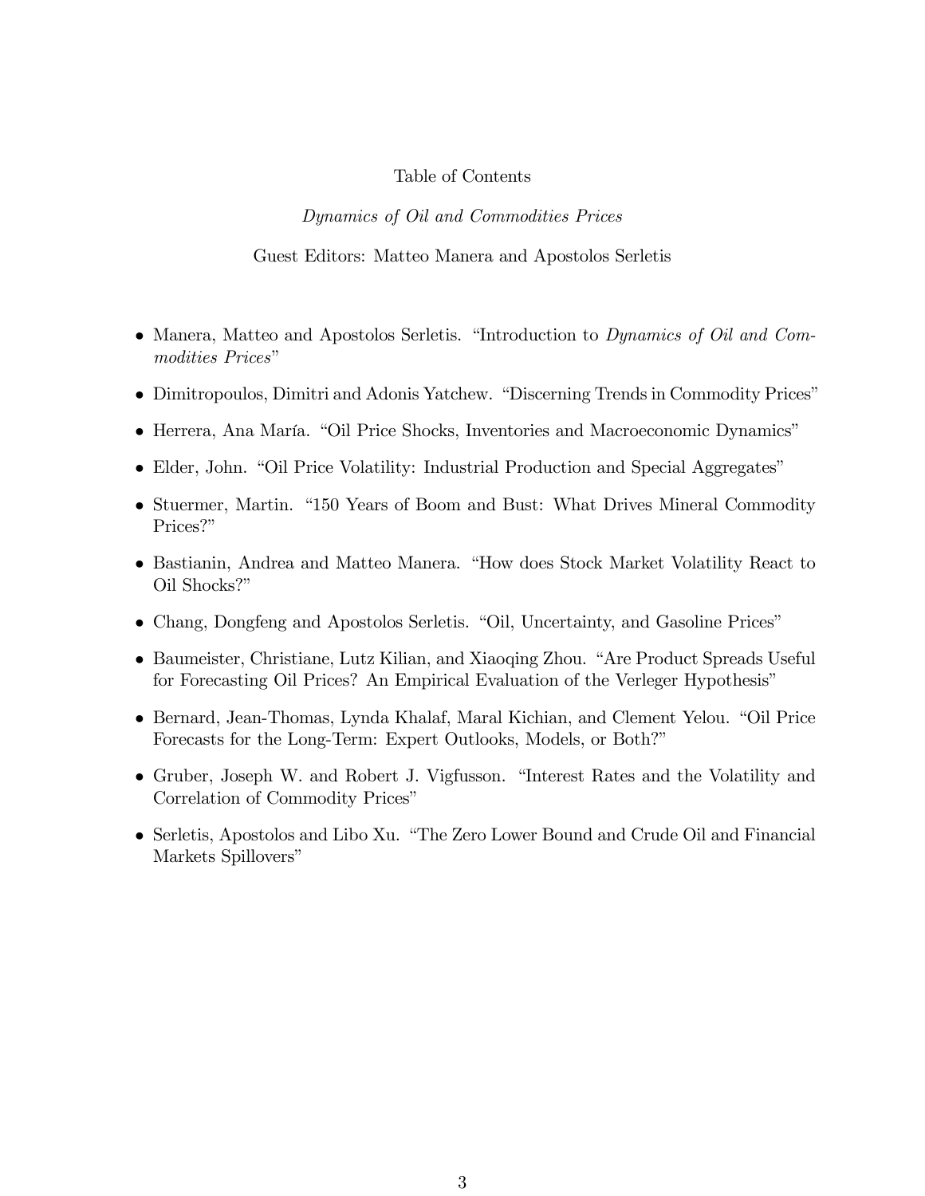# Table of Contents

*Dynamics of Oil and Commodities Prices*

Guest Editors: Matteo Manera and Apostolos Serletis

- Manera, Matteo and Apostolos Serletis. "Introduction to *Dynamics of Oil and Commodities Prices*"
- Dimitropoulos, Dimitri and Adonis Yatchew. "Discerning Trends in Commodity Prices"
- Herrera, Ana María. "Oil Price Shocks, Inventories and Macroeconomic Dynamics"
- Elder, John. "Oil Price Volatility: Industrial Production and Special Aggregates"
- Stuermer, Martin. "150 Years of Boom and Bust: What Drives Mineral Commodity Prices?"
- Bastianin, Andrea and Matteo Manera. "How does Stock Market Volatility React to Oil Shocks?"
- Chang, Dongfeng and Apostolos Serletis. "Oil, Uncertainty, and Gasoline Prices"
- Baumeister, Christiane, Lutz Kilian, and Xiaoqing Zhou. "Are Product Spreads Useful for Forecasting Oil Prices? An Empirical Evaluation of the Verleger Hypothesis"
- Bernard, Jean-Thomas, Lynda Khalaf, Maral Kichian, and Clement Yelou. "Oil Price Forecasts for the Long-Term: Expert Outlooks, Models, or Both?"
- Gruber, Joseph W. and Robert J. Vigfusson. "Interest Rates and the Volatility and Correlation of Commodity Prices"
- Serletis, Apostolos and Libo Xu. "The Zero Lower Bound and Crude Oil and Financial Markets Spillovers"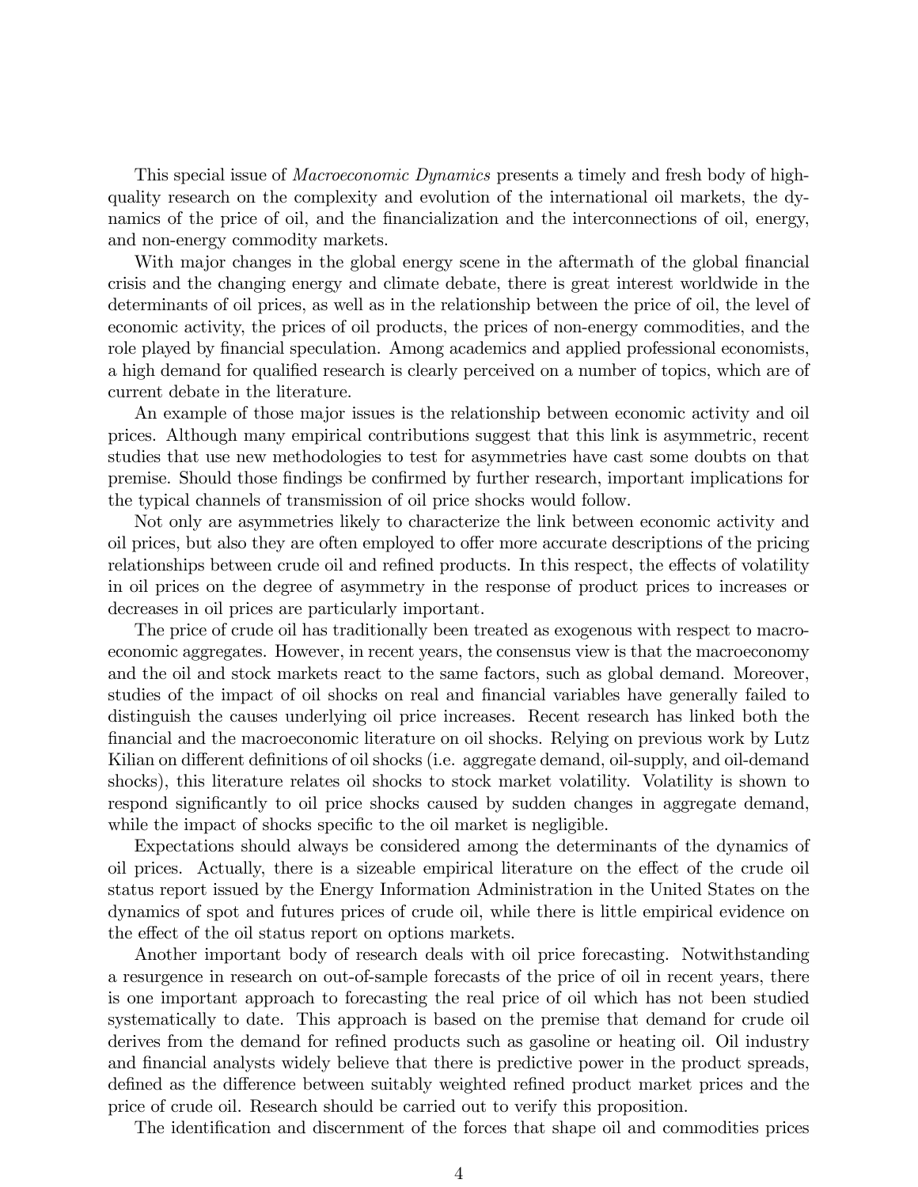This special issue of *Macroeconomic Dynamics* presents a timely and fresh body of high-quality research on the complexity and evolution of the international oil markets, the dynamics of the price of oil, and the financialization and the interconnections of oil, energy, and non-energy commodity markets.

With major changes in the global energy scene in the aftermath of the global financial crisis and the changing energy and climate debate, there is great interest worldwide in the determinants of oil prices, as well as in the relationship between the price of oil, the level of economic activity, the prices of oil products, the prices of non-energy commodities, and the role played by financial speculation. Among academics and applied professional economists, a high demand for qualified research is clearly perceived on a number of topics, which are of current debate in the literature.

An example of those major issues is the relationship between economic activity and oil prices. Although many empirical contributions suggest that this link is asymmetric, recent studies that use new methodologies to test for asymmetries have cast some doubts on that premise. Should those findings be confirmed by further research, important implications for the typical channels of transmission of oil price shocks would follow.

Not only are asymmetries likely to characterize the link between economic activity and oil prices, but also they are often employed to offer more accurate descriptions of the pricing relationships between crude oil and refined products. In this respect, the effects of volatility in oil prices on the degree of asymmetry in the response of product prices to increases or decreases in oil prices are particularly important.

The price of crude oil has traditionally been treated as exogenous with respect to macroeconomic aggregates. However, in recent years, the consensus view is that the macroeconomy and the oil and stock markets react to the same factors, such as global demand. Moreover, studies of the impact of oil shocks on real and financial variables have generally failed to distinguish the causes underlying oil price increases. Recent research has linked both the financial and the macroeconomic literature on oil shocks. Relying on previous work by Lutz Kilian on different definitions of oil shocks (i.e. aggregate demand, oil-supply, and oil-demand shocks), this literature relates oil shocks to stock market volatility. Volatility is shown to respond significantly to oil price shocks caused by sudden changes in aggregate demand, while the impact of shocks specific to the oil market is negligible.

Expectations should always be considered among the determinants of the dynamics of oil prices. Actually, there is a sizeable empirical literature on the effect of the crude oil status report issued by the Energy Information Administration in the United States on the dynamics of spot and futures prices of crude oil, while there is little empirical evidence on the effect of the oil status report on options markets.

Another important body of research deals with oil price forecasting. Notwithstanding a resurgence in research on out-of-sample forecasts of the price of oil in recent years, there is one important approach to forecasting the real price of oil which has not been studied systematically to date. This approach is based on the premise that demand for crude oil derives from the demand for refined products such as gasoline or heating oil. Oil industry and financial analysts widely believe that there is predictive power in the product spreads, defined as the difference between suitably weighted refined product market prices and the price of crude oil. Research should be carried out to verify this proposition.

The identification and discernment of the forces that shape oil and commodities prices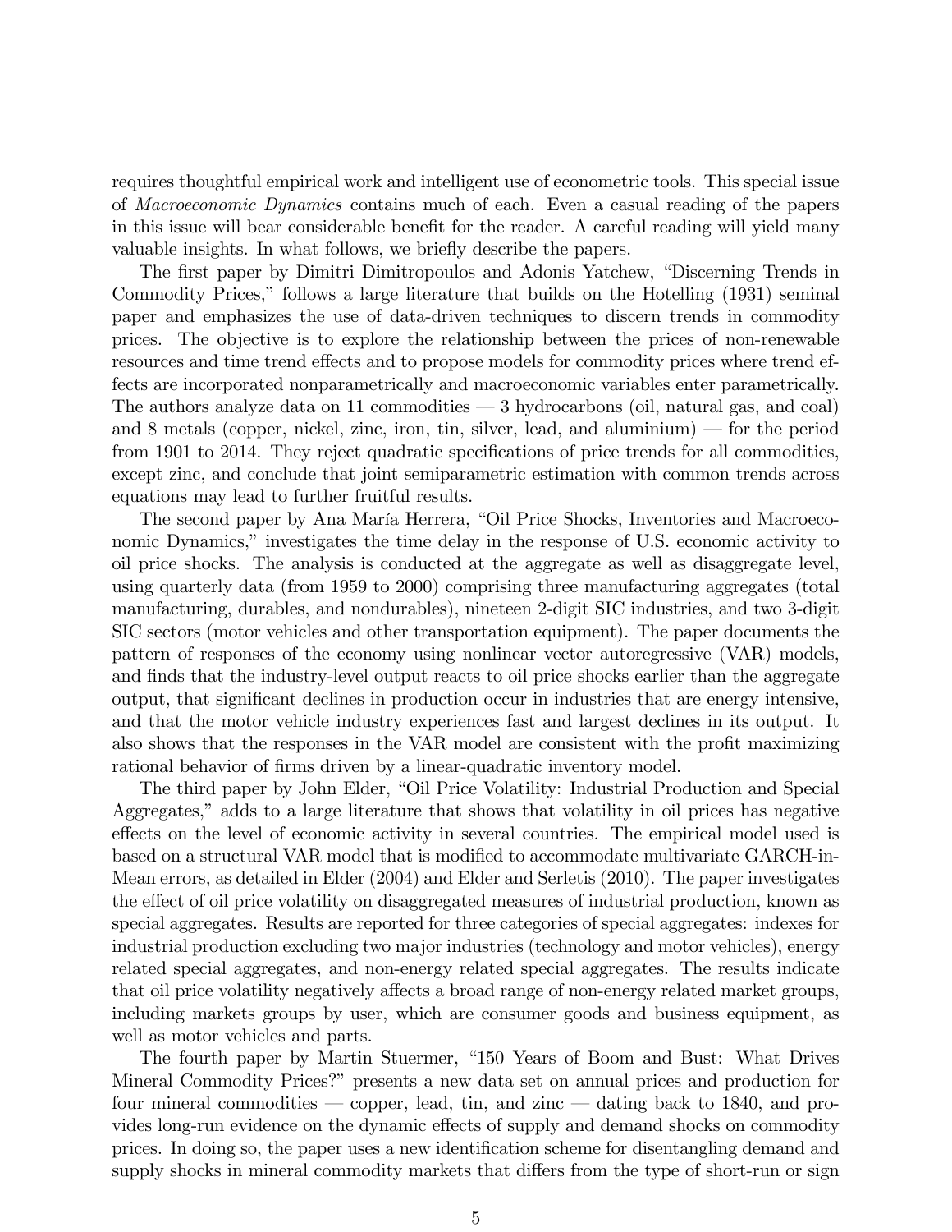requires thoughtful empirical work and intelligent use of econometric tools. This special issue of *Macroeconomic Dynamics* contains much of each. Even a casual reading of the papers in this issue will bear considerable benefit for the reader. A careful reading will yield many valuable insights. In what follows, we briefly describe the papers.

The first paper by Dimitri Dimitropoulos and Adonis Yatchew, "Discerning Trends in Commodity Prices," follows a large literature that builds on the Hotelling (1931) seminal paper and emphasizes the use of data-driven techniques to discern trends in commodity prices. The objective is to explore the relationship between the prices of non-renewable resources and time trend effects and to propose models for commodity prices where trend effects are incorporated nonparametrically and macroeconomic variables enter parametrically. The authors analyze data on 11 commodities — 3 hydrocarbons (oil, natural gas, and coal) and 8 metals (copper, nickel, zinc, iron, tin, silver, lead, and aluminium) — for the period from 1901 to 2014. They reject quadratic specifications of price trends for all commodities, except zinc, and conclude that joint semiparametric estimation with common trends across equations may lead to further fruitful results.

The second paper by Ana María Herrera, "Oil Price Shocks, Inventories and Macroeconomic Dynamics," investigates the time delay in the response of U.S. economic activity to oil price shocks. The analysis is conducted at the aggregate as well as disaggregate level, using quarterly data (from 1959 to 2000) comprising three manufacturing aggregates (total manufacturing, durables, and nondurables), nineteen 2-digit SIC industries, and two 3-digit SIC sectors (motor vehicles and other transportation equipment). The paper documents the pattern of responses of the economy using nonlinear vector autoregressive (VAR) models, and finds that the industry-level output reacts to oil price shocks earlier than the aggregate output, that significant declines in production occur in industries that are energy intensive, and that the motor vehicle industry experiences fast and largest declines in its output. It also shows that the responses in the VAR model are consistent with the profit maximizing rational behavior of firms driven by a linear-quadratic inventory model.

The third paper by John Elder, "Oil Price Volatility: Industrial Production and Special Aggregates," adds to a large literature that shows that volatility in oil prices has negative effects on the level of economic activity in several countries. The empirical model used is based on a structural VAR model that is modified to accommodate multivariate GARCH-in-Mean errors, as detailed in Elder (2004) and Elder and Serletis (2010). The paper investigates the effect of oil price volatility on disaggregated measures of industrial production, known as special aggregates. Results are reported for three categories of special aggregates: indexes for industrial production excluding two major industries (technology and motor vehicles), energy related special aggregates, and non-energy related special aggregates. The results indicate that oil price volatility negatively affects a broad range of non-energy related market groups, including markets groups by user, which are consumer goods and business equipment, as well as motor vehicles and parts.

The fourth paper by Martin Stuermer, "150 Years of Boom and Bust: What Drives Mineral Commodity Prices?" presents a new data set on annual prices and production for four mineral commodities — copper, lead, tin, and zinc — dating back to 1840, and provides long-run evidence on the dynamic effects of supply and demand shocks on commodity prices. In doing so, the paper uses a new identification scheme for disentangling demand and supply shocks in mineral commodity markets that differs from the type of short-run or sign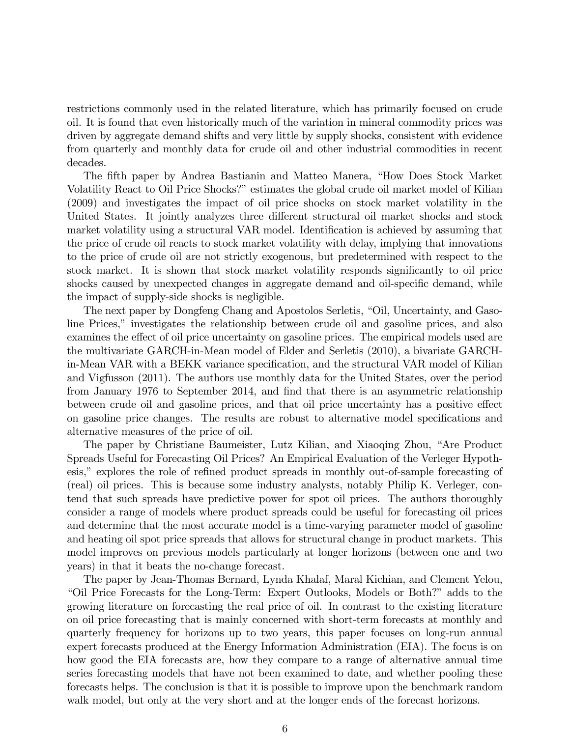restrictions commonly used in the related literature, which has primarily focused on crude oil. It is found that even historically much of the variation in mineral commodity prices was driven by aggregate demand shifts and very little by supply shocks, consistent with evidence from quarterly and monthly data for crude oil and other industrial commodities in recent decades.

The fifth paper by Andrea Bastianin and Matteo Manera, "How Does Stock Market Volatility React to Oil Price Shocks?" estimates the global crude oil market model of Kilian (2009) and investigates the impact of oil price shocks on stock market volatility in the United States. It jointly analyzes three different structural oil market shocks and stock market volatility using a structural VAR model. Identification is achieved by assuming that the price of crude oil reacts to stock market volatility with delay, implying that innovations to the price of crude oil are not strictly exogenous, but predetermined with respect to the stock market. It is shown that stock market volatility responds significantly to oil price shocks caused by unexpected changes in aggregate demand and oil-specific demand, while the impact of supply-side shocks is negligible.

The next paper by Dongfeng Chang and Apostolos Serletis, "Oil, Uncertainty, and Gasoline Prices," investigates the relationship between crude oil and gasoline prices, and also examines the effect of oil price uncertainty on gasoline prices. The empirical models used are the multivariate GARCH-in-Mean model of Elder and Serletis (2010), a bivariate GARCH-in-Mean VAR with a BEKK variance specification, and the structural VAR model of Kilian and Vigfusson (2011). The authors use monthly data for the United States, over the period from January 1976 to September 2014, and find that there is an asymmetric relationship between crude oil and gasoline prices, and that oil price uncertainty has a positive effect on gasoline price changes. The results are robust to alternative model specifications and alternative measures of the price of oil.

The paper by Christiane Baumeister, Lutz Kilian, and Xiaoqing Zhou, "Are Product Spreads Useful for Forecasting Oil Prices? An Empirical Evaluation of the Verleger Hypothesis," explores the role of refined product spreads in monthly out-of-sample forecasting of (real) oil prices. This is because some industry analysts, notably Philip K. Verleger, contend that such spreads have predictive power for spot oil prices. The authors thoroughly consider a range of models where product spreads could be useful for forecasting oil prices and determine that the most accurate model is a time-varying parameter model of gasoline and heating oil spot price spreads that allows for structural change in product markets. This model improves on previous models particularly at longer horizons (between one and two years) in that it beats the no-change forecast.

The paper by Jean-Thomas Bernard, Lynda Khalaf, Maral Kichian, and Clement Yelou, "Oil Price Forecasts for the Long-Term: Expert Outlooks, Models or Both?" adds to the growing literature on forecasting the real price of oil. In contrast to the existing literature on oil price forecasting that is mainly concerned with short-term forecasts at monthly and quarterly frequency for horizons up to two years, this paper focuses on long-run annual expert forecasts produced at the Energy Information Administration (EIA). The focus is on how good the EIA forecasts are, how they compare to a range of alternative annual time series forecasting models that have not been examined to date, and whether pooling these forecasts helps. The conclusion is that it is possible to improve upon the benchmark random walk model, but only at the very short and at the longer ends of the forecast horizons.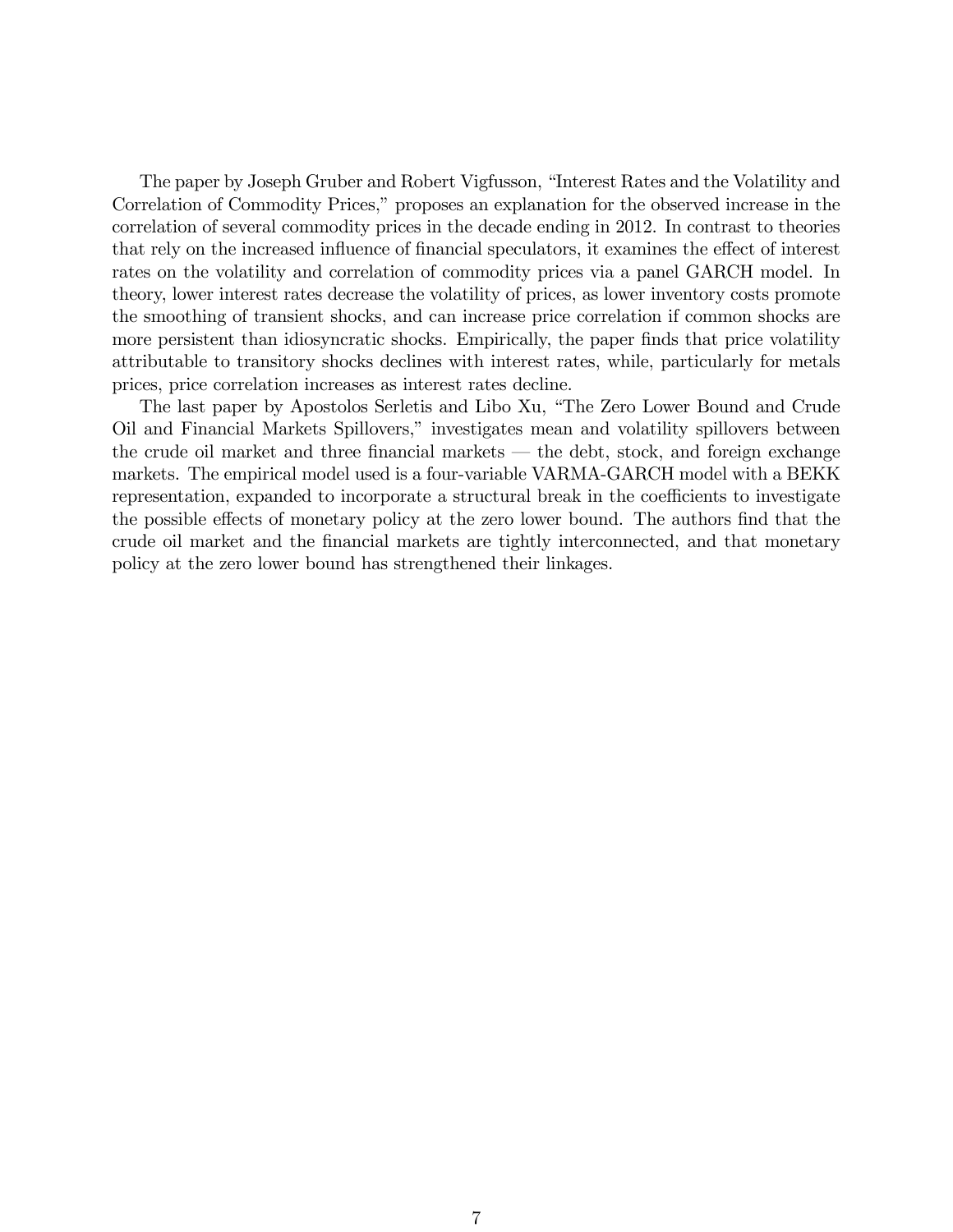The paper by Joseph Gruber and Robert Vigfusson, "Interest Rates and the Volatility and Correlation of Commodity Prices," proposes an explanation for the observed increase in the correlation of several commodity prices in the decade ending in 2012. In contrast to theories that rely on the increased influence of financial speculators, it examines the effect of interest rates on the volatility and correlation of commodity prices via a panel GARCH model. In theory, lower interest rates decrease the volatility of prices, as lower inventory costs promote the smoothing of transient shocks, and can increase price correlation if common shocks are more persistent than idiosyncratic shocks. Empirically, the paper finds that price volatility attributable to transitory shocks declines with interest rates, while, particularly for metals prices, price correlation increases as interest rates decline.

The last paper by Apostolos Serletis and Libo Xu, "The Zero Lower Bound and Crude Oil and Financial Markets Spillovers," investigates mean and volatility spillovers between the crude oil market and three financial markets — the debt, stock, and foreign exchange markets. The empirical model used is a four-variable VARMA-GARCH model with a BEKK representation, expanded to incorporate a structural break in the coefficients to investigate the possible effects of monetary policy at the zero lower bound. The authors find that the crude oil market and the financial markets are tightly interconnected, and that monetary policy at the zero lower bound has strengthened their linkages.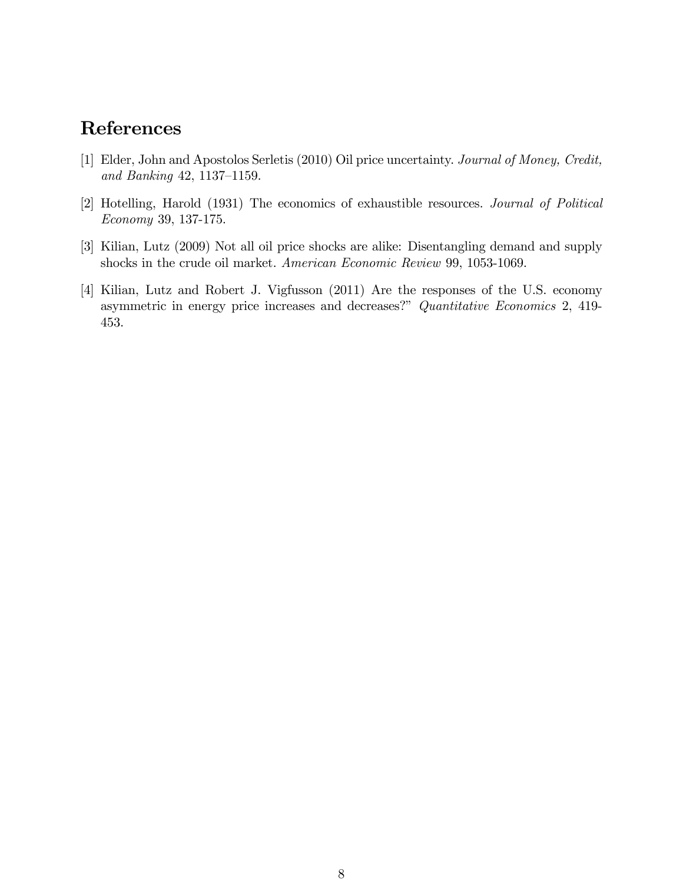# References

[1] Elder, John and Apostolos Serletis (2010) Oil price uncertainty. *Journal of Money, Credit, and Banking* 42, 1137–1159.

[2] Hotelling, Harold (1931) The economics of exhaustible resources. *Journal of Political Economy* 39, 137-175.

[3] Kilian, Lutz (2009) Not all oil price shocks are alike: Disentangling demand and supply shocks in the crude oil market. *American Economic Review* 99, 1053-1069.

[4] Kilian, Lutz and Robert J. Vigfusson (2011) Are the responses of the U.S. economy asymmetric in energy price increases and decreases?" *Quantitative Economics* 2, 419-453.